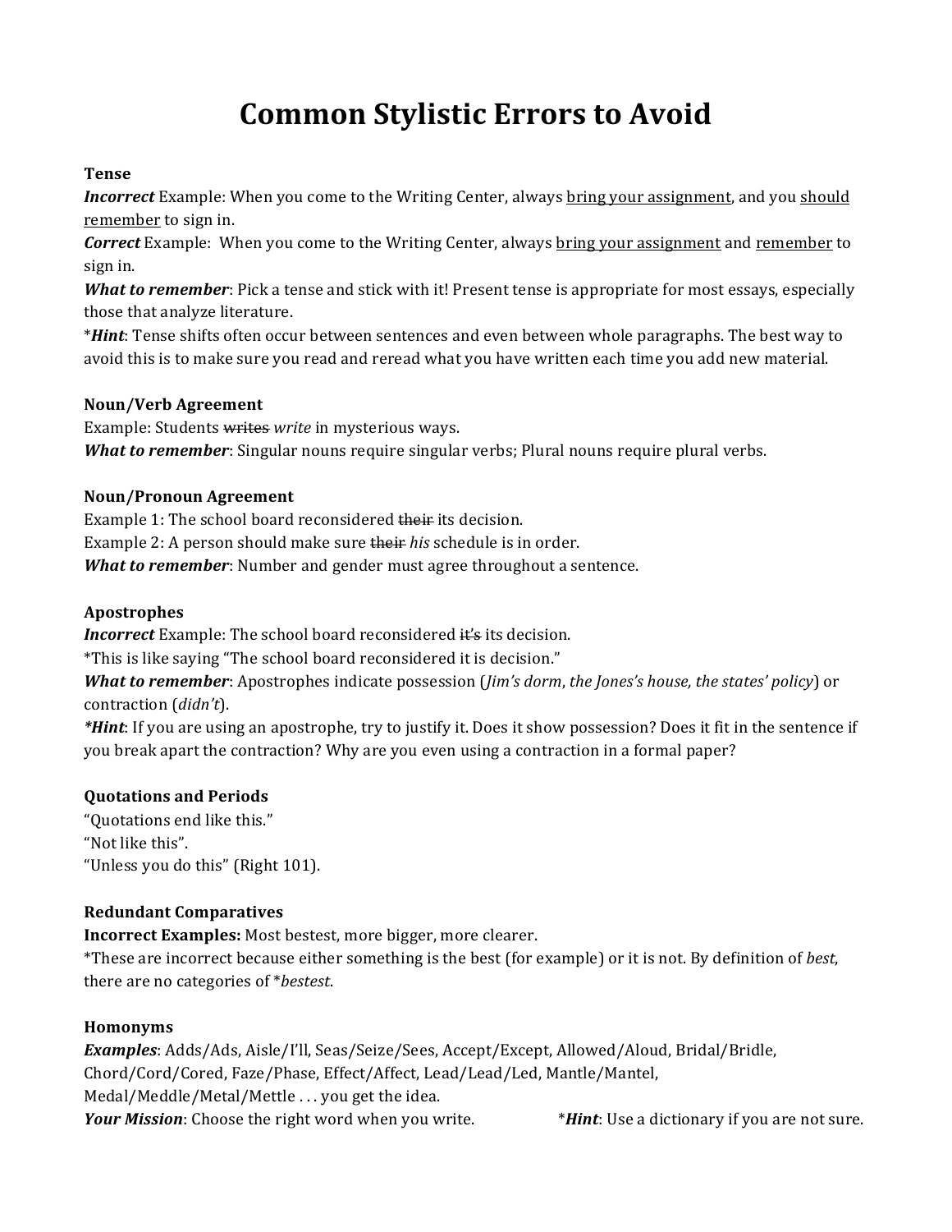# Common Stylistic Errors to Avoid

**Tense**

***Incorrect*** Example: When you come to the Writing Center, always <u>bring your assignment</u>, and you <u>should remember</u> to sign in.

***Correct*** Example: When you come to the Writing Center, always <u>bring your assignment</u> and <u>remember</u> to sign in.

***What to remember***: Pick a tense and stick with it! Present tense is appropriate for most essays, especially those that analyze literature.

****Hint***: Tense shifts often occur between sentences and even between whole paragraphs. The best way to avoid this is to make sure you read and reread what you have written each time you add new material.

**Noun/Verb Agreement**

Example: Students ~~writes~~ *write* in mysterious ways.

***What to remember***: Singular nouns require singular verbs; Plural nouns require plural verbs.

**Noun/Pronoun Agreement**

Example 1: The school board reconsidered ~~their~~ its decision.

Example 2: A person should make sure ~~their~~ *his* schedule is in order.

***What to remember***: Number and gender must agree throughout a sentence.

**Apostrophes**

***Incorrect*** Example: The school board reconsidered ~~it's~~ its decision.

*This is like saying "The school board reconsidered it is decision."

***What to remember***: Apostrophes indicate possession (*Jim's dorm*, *the Jones's house, the states' policy*) or contraction (*didn't*).

****Hint***: If you are using an apostrophe, try to justify it. Does it show possession? Does it fit in the sentence if you break apart the contraction? Why are you even using a contraction in a formal paper?

**Quotations and Periods**

"Quotations end like this."

"Not like this".

"Unless you do this" (Right 101).

**Redundant Comparatives**

**Incorrect Examples:** Most bestest, more bigger, more clearer.

*These are incorrect because either something is the best (for example) or it is not. By definition of *best*, there are no categories of **bestest*.

**Homonyms**

***Examples***: Adds/Ads, Aisle/I'll, Seas/Seize/Sees, Accept/Except, Allowed/Aloud, Bridal/Bridle, Chord/Cord/Cored, Faze/Phase, Effect/Affect, Lead/Lead/Led, Mantle/Mantel, Medal/Meddle/Metal/Mettle . . . you get the idea.

***Your Mission***: Choose the right word when you write. ****Hint***: Use a dictionary if you are not sure.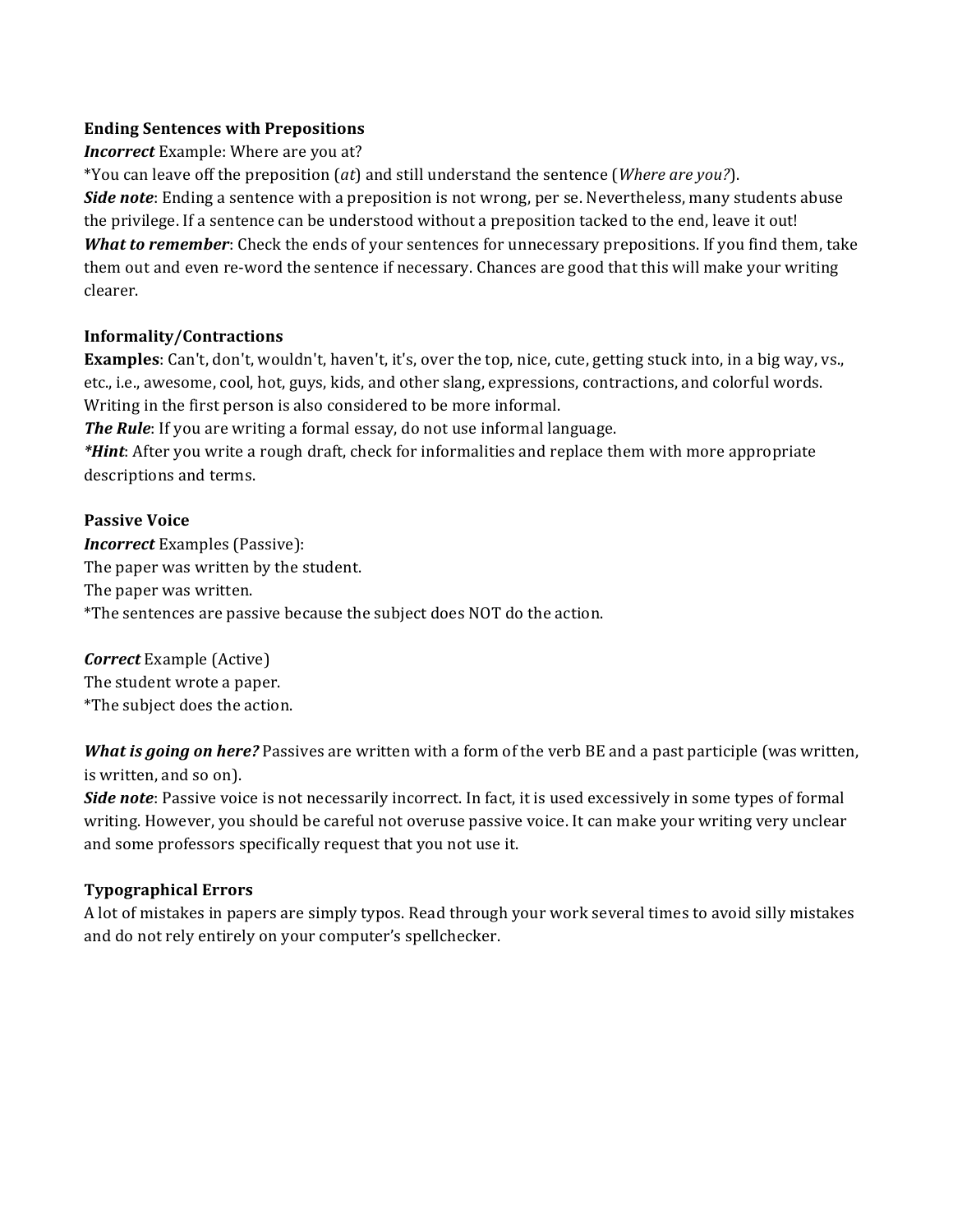**Ending Sentences with Prepositions**

***Incorrect*** Example: Where are you at?

*You can leave off the preposition (*at*) and still understand the sentence (*Where are you?*).

***Side note***: Ending a sentence with a preposition is not wrong, per se. Nevertheless, many students abuse the privilege. If a sentence can be understood without a preposition tacked to the end, leave it out!

***What to remember***: Check the ends of your sentences for unnecessary prepositions. If you find them, take them out and even re-word the sentence if necessary. Chances are good that this will make your writing clearer.

**Informality/Contractions**

**Examples**: Can't, don't, wouldn't, haven't, it's, over the top, nice, cute, getting stuck into, in a big way, vs., etc., i.e., awesome, cool, hot, guys, kids, and other slang, expressions, contractions, and colorful words. Writing in the first person is also considered to be more informal.

***The Rule***: If you are writing a formal essay, do not use informal language.

****Hint***: After you write a rough draft, check for informalities and replace them with more appropriate descriptions and terms.

**Passive Voice**

***Incorrect*** Examples (Passive):

The paper was written by the student.

The paper was written.

*The sentences are passive because the subject does NOT do the action.

***Correct*** Example (Active)

The student wrote a paper.

*The subject does the action.

***What is going on here?*** Passives are written with a form of the verb BE and a past participle (was written, is written, and so on).

***Side note***: Passive voice is not necessarily incorrect. In fact, it is used excessively in some types of formal writing. However, you should be careful not overuse passive voice. It can make your writing very unclear and some professors specifically request that you not use it.

**Typographical Errors**

A lot of mistakes in papers are simply typos. Read through your work several times to avoid silly mistakes and do not rely entirely on your computer's spellchecker.